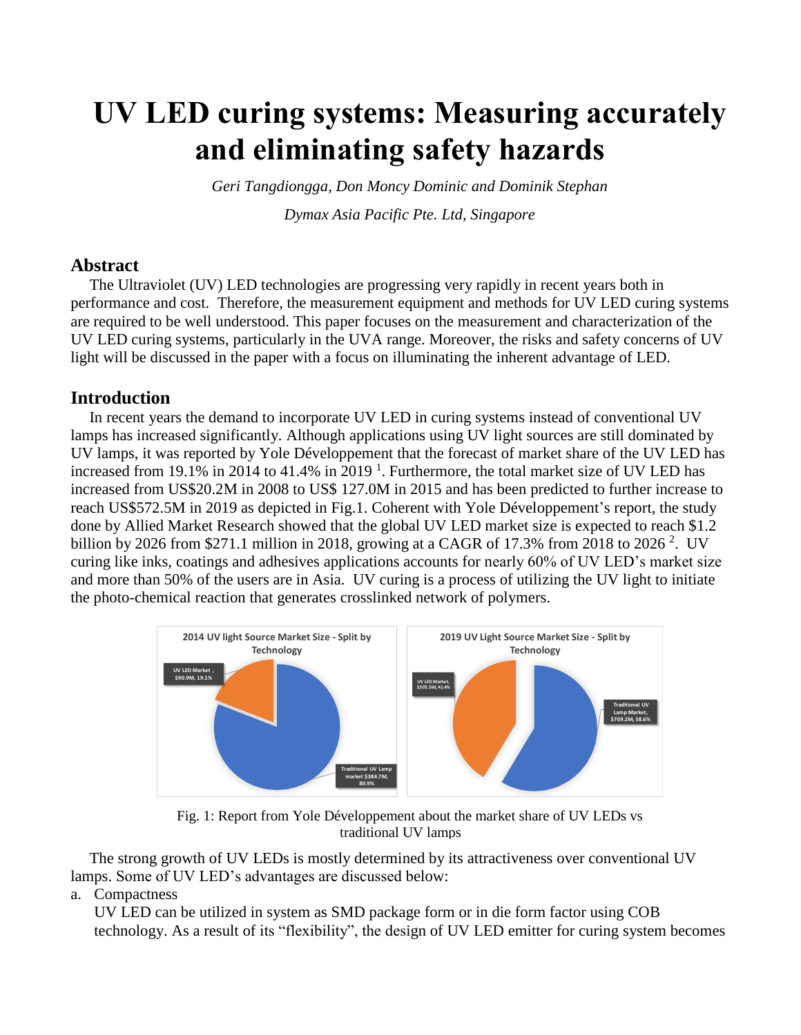# UV LED curing systems: Measuring accurately and eliminating safety hazards

*Geri Tangdiongga, Don Moncy Dominic and Dominik Stephan*

*Dymax Asia Pacific Pte. Ltd, Singapore*

## Abstract

The Ultraviolet (UV) LED technologies are progressing very rapidly in recent years both in performance and cost. Therefore, the measurement equipment and methods for UV LED curing systems are required to be well understood. This paper focuses on the measurement and characterization of the UV LED curing systems, particularly in the UVA range. Moreover, the risks and safety concerns of UV light will be discussed in the paper with a focus on illuminating the inherent advantage of LED.

## Introduction

In recent years the demand to incorporate UV LED in curing systems instead of conventional UV lamps has increased significantly. Although applications using UV light sources are still dominated by UV lamps, it was reported by Yole Développement that the forecast of market share of the UV LED has increased from 19.1% in 2014 to 41.4% in 2019 [1]. Furthermore, the total market size of UV LED has increased from US$20.2M in 2008 to US$ 127.0M in 2015 and has been predicted to further increase to reach US$572.5M in 2019 as depicted in Fig.1. Coherent with Yole Développement's report, the study done by Allied Market Research showed that the global UV LED market size is expected to reach $1.2 billion by 2026 from $271.1 million in 2018, growing at a CAGR of 17.3% from 2018 to 2026 [2]. UV curing like inks, coatings and adhesives applications accounts for nearly 60% of UV LED's market size and more than 50% of the users are in Asia. UV curing is a process of utilizing the UV light to initiate the photo-chemical reaction that generates crosslinked network of polymers.

2014 UV light Source Market Size - Split by Technology: UV LED Market, $90.9M, 19.1%; Traditional UV Lamp market $384.7M, 80.9%

2019 UV Light Source Market Size - Split by Technology: UV LED Market, $505.5M, 41.4%; Traditional UV Lamp Market, $709.2M, 58.6%

Fig. 1: Report from Yole Développement about the market share of UV LEDs vs traditional UV lamps

The strong growth of UV LEDs is mostly determined by its attractiveness over conventional UV lamps. Some of UV LED's advantages are discussed below:

a. Compactness

UV LED can be utilized in system as SMD package form or in die form factor using COB technology. As a result of its "flexibility", the design of UV LED emitter for curing system becomes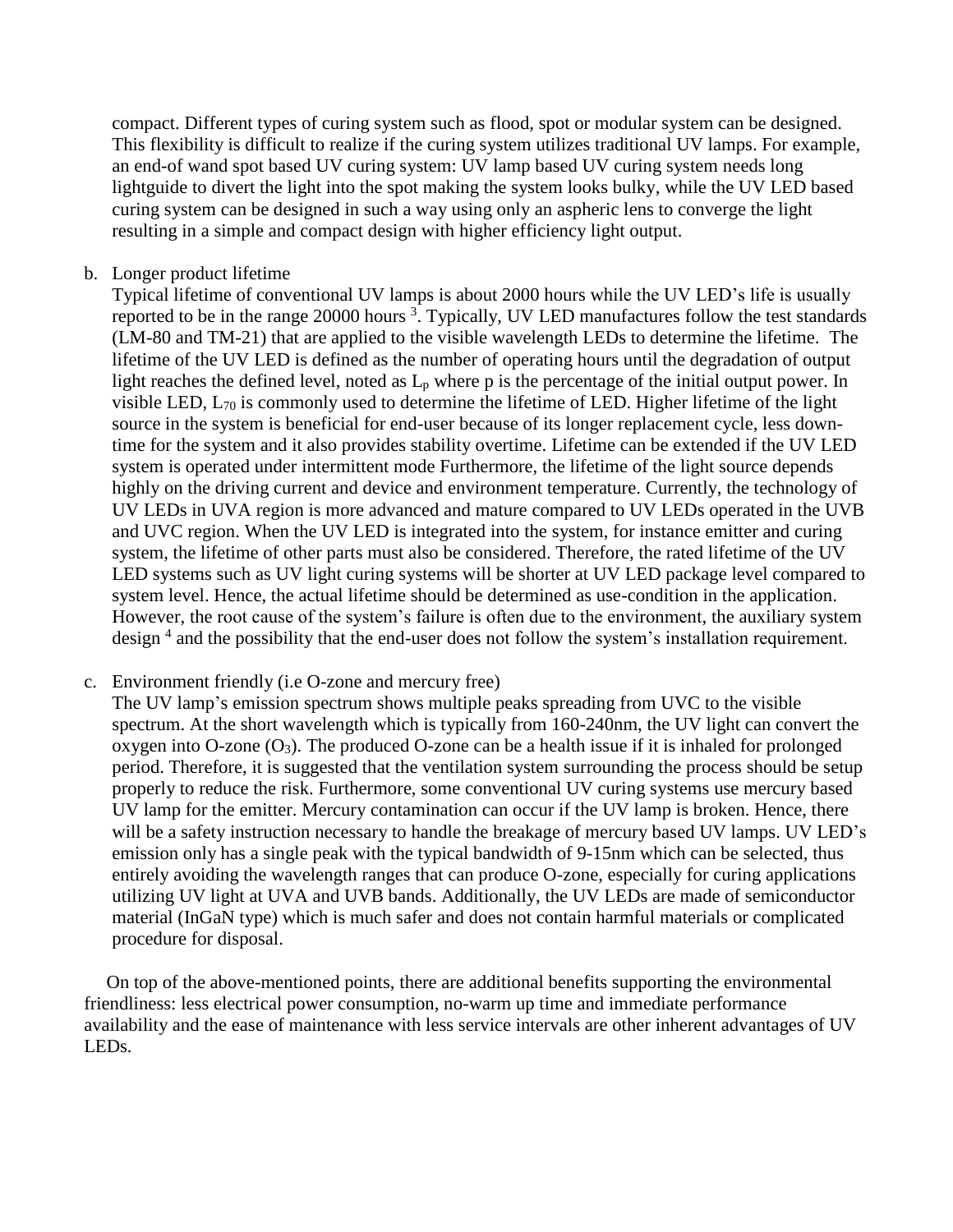compact. Different types of curing system such as flood, spot or modular system can be designed. This flexibility is difficult to realize if the curing system utilizes traditional UV lamps. For example, an end-of wand spot based UV curing system: UV lamp based UV curing system needs long lightguide to divert the light into the spot making the system looks bulky, while the UV LED based curing system can be designed in such a way using only an aspheric lens to converge the light resulting in a simple and compact design with higher efficiency light output.

b. Longer product lifetime

   Typical lifetime of conventional UV lamps is about 2000 hours while the UV LED's life is usually reported to be in the range 20000 hours [3]. Typically, UV LED manufactures follow the test standards (LM-80 and TM-21) that are applied to the visible wavelength LEDs to determine the lifetime. The lifetime of the UV LED is defined as the number of operating hours until the degradation of output light reaches the defined level, noted as $L_p$ where p is the percentage of the initial output power. In visible LED, $L_{70}$ is commonly used to determine the lifetime of LED. Higher lifetime of the light source in the system is beneficial for end-user because of its longer replacement cycle, less down-time for the system and it also provides stability overtime. Lifetime can be extended if the UV LED system is operated under intermittent mode Furthermore, the lifetime of the light source depends highly on the driving current and device and environment temperature. Currently, the technology of UV LEDs in UVA region is more advanced and mature compared to UV LEDs operated in the UVB and UVC region. When the UV LED is integrated into the system, for instance emitter and curing system, the lifetime of other parts must also be considered. Therefore, the rated lifetime of the UV LED systems such as UV light curing systems will be shorter at UV LED package level compared to system level. Hence, the actual lifetime should be determined as use-condition in the application. However, the root cause of the system's failure is often due to the environment, the auxiliary system design [4] and the possibility that the end-user does not follow the system's installation requirement.

c. Environment friendly (i.e O-zone and mercury free)

   The UV lamp's emission spectrum shows multiple peaks spreading from UVC to the visible spectrum. At the short wavelength which is typically from 160-240nm, the UV light can convert the oxygen into O-zone ($O_3$). The produced O-zone can be a health issue if it is inhaled for prolonged period. Therefore, it is suggested that the ventilation system surrounding the process should be setup properly to reduce the risk. Furthermore, some conventional UV curing systems use mercury based UV lamp for the emitter. Mercury contamination can occur if the UV lamp is broken. Hence, there will be a safety instruction necessary to handle the breakage of mercury based UV lamps. UV LED's emission only has a single peak with the typical bandwidth of 9-15nm which can be selected, thus entirely avoiding the wavelength ranges that can produce O-zone, especially for curing applications utilizing UV light at UVA and UVB bands. Additionally, the UV LEDs are made of semiconductor material (InGaN type) which is much safer and does not contain harmful materials or complicated procedure for disposal.

On top of the above-mentioned points, there are additional benefits supporting the environmental friendliness: less electrical power consumption, no-warm up time and immediate performance availability and the ease of maintenance with less service intervals are other inherent advantages of UV LEDs.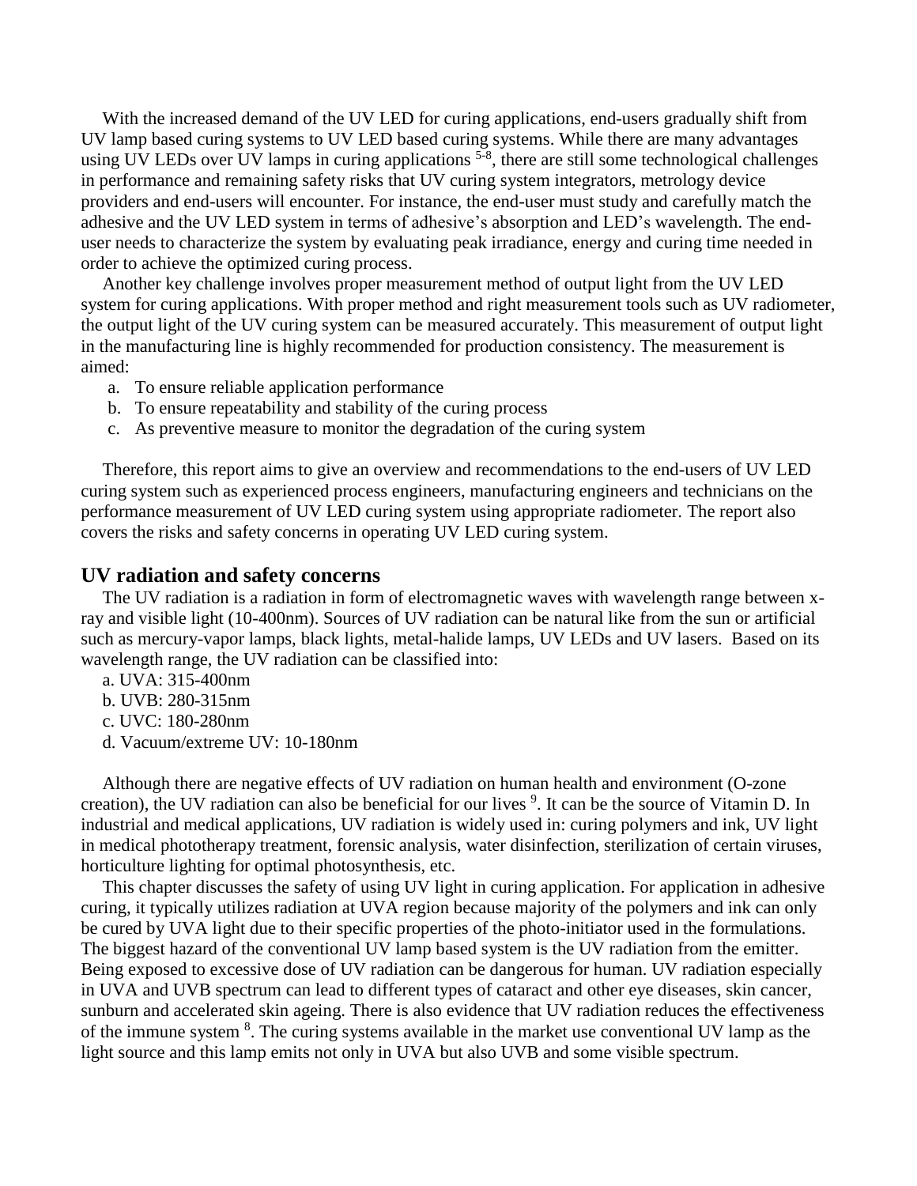With the increased demand of the UV LED for curing applications, end-users gradually shift from UV lamp based curing systems to UV LED based curing systems. While there are many advantages using UV LEDs over UV lamps in curing applications [5-8], there are still some technological challenges in performance and remaining safety risks that UV curing system integrators, metrology device providers and end-users will encounter. For instance, the end-user must study and carefully match the adhesive and the UV LED system in terms of adhesive's absorption and LED's wavelength. The end-user needs to characterize the system by evaluating peak irradiance, energy and curing time needed in order to achieve the optimized curing process.

Another key challenge involves proper measurement method of output light from the UV LED system for curing applications. With proper method and right measurement tools such as UV radiometer, the output light of the UV curing system can be measured accurately. This measurement of output light in the manufacturing line is highly recommended for production consistency. The measurement is aimed:

a. To ensure reliable application performance
b. To ensure repeatability and stability of the curing process
c. As preventive measure to monitor the degradation of the curing system

Therefore, this report aims to give an overview and recommendations to the end-users of UV LED curing system such as experienced process engineers, manufacturing engineers and technicians on the performance measurement of UV LED curing system using appropriate radiometer. The report also covers the risks and safety concerns in operating UV LED curing system.

## UV radiation and safety concerns

The UV radiation is a radiation in form of electromagnetic waves with wavelength range between x-ray and visible light (10-400nm). Sources of UV radiation can be natural like from the sun or artificial such as mercury-vapor lamps, black lights, metal-halide lamps, UV LEDs and UV lasers. Based on its wavelength range, the UV radiation can be classified into:

a. UVA: 315-400nm
b. UVB: 280-315nm
c. UVC: 180-280nm
d. Vacuum/extreme UV: 10-180nm

Although there are negative effects of UV radiation on human health and environment (O-zone creation), the UV radiation can also be beneficial for our lives [9]. It can be the source of Vitamin D. In industrial and medical applications, UV radiation is widely used in: curing polymers and ink, UV light in medical phototherapy treatment, forensic analysis, water disinfection, sterilization of certain viruses, horticulture lighting for optimal photosynthesis, etc.

This chapter discusses the safety of using UV light in curing application. For application in adhesive curing, it typically utilizes radiation at UVA region because majority of the polymers and ink can only be cured by UVA light due to their specific properties of the photo-initiator used in the formulations. The biggest hazard of the conventional UV lamp based system is the UV radiation from the emitter. Being exposed to excessive dose of UV radiation can be dangerous for human. UV radiation especially in UVA and UVB spectrum can lead to different types of cataract and other eye diseases, skin cancer, sunburn and accelerated skin ageing. There is also evidence that UV radiation reduces the effectiveness of the immune system [8]. The curing systems available in the market use conventional UV lamp as the light source and this lamp emits not only in UVA but also UVB and some visible spectrum.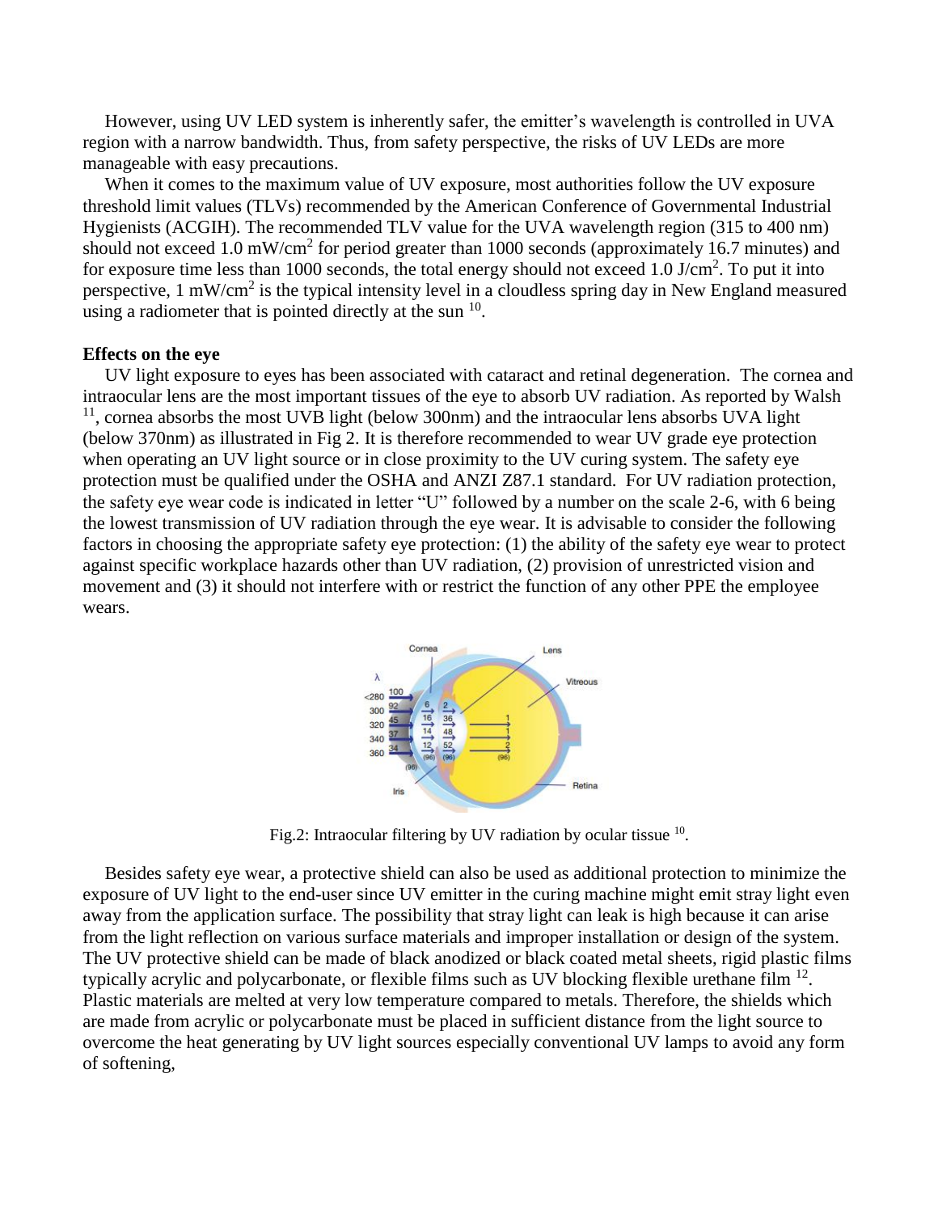However, using UV LED system is inherently safer, the emitter's wavelength is controlled in UVA region with a narrow bandwidth. Thus, from safety perspective, the risks of UV LEDs are more manageable with easy precautions.

When it comes to the maximum value of UV exposure, most authorities follow the UV exposure threshold limit values (TLVs) recommended by the American Conference of Governmental Industrial Hygienists (ACGIH). The recommended TLV value for the UVA wavelength region (315 to 400 nm) should not exceed 1.0 mW/cm$^2$ for period greater than 1000 seconds (approximately 16.7 minutes) and for exposure time less than 1000 seconds, the total energy should not exceed 1.0 J/cm$^2$. To put it into perspective, 1 mW/cm$^2$ is the typical intensity level in a cloudless spring day in New England measured using a radiometer that is pointed directly at the sun [10].

**Effects on the eye**

UV light exposure to eyes has been associated with cataract and retinal degeneration. The cornea and intraocular lens are the most important tissues of the eye to absorb UV radiation. As reported by Walsh [11], cornea absorbs the most UVB light (below 300nm) and the intraocular lens absorbs UVA light (below 370nm) as illustrated in Fig 2. It is therefore recommended to wear UV grade eye protection when operating an UV light source or in close proximity to the UV curing system. The safety eye protection must be qualified under the OSHA and ANZI Z87.1 standard. For UV radiation protection, the safety eye wear code is indicated in letter "U" followed by a number on the scale 2-6, with 6 being the lowest transmission of UV radiation through the eye wear. It is advisable to consider the following factors in choosing the appropriate safety eye protection: (1) the ability of the safety eye wear to protect against specific workplace hazards other than UV radiation, (2) provision of unrestricted vision and movement and (3) it should not interfere with or restrict the function of any other PPE the employee wears.

Fig.2: Intraocular filtering by UV radiation by ocular tissue [10].

Besides safety eye wear, a protective shield can also be used as additional protection to minimize the exposure of UV light to the end-user since UV emitter in the curing machine might emit stray light even away from the application surface. The possibility that stray light can leak is high because it can arise from the light reflection on various surface materials and improper installation or design of the system. The UV protective shield can be made of black anodized or black coated metal sheets, rigid plastic films typically acrylic and polycarbonate, or flexible films such as UV blocking flexible urethane film [12]. Plastic materials are melted at very low temperature compared to metals. Therefore, the shields which are made from acrylic or polycarbonate must be placed in sufficient distance from the light source to overcome the heat generating by UV light sources especially conventional UV lamps to avoid any form of softening,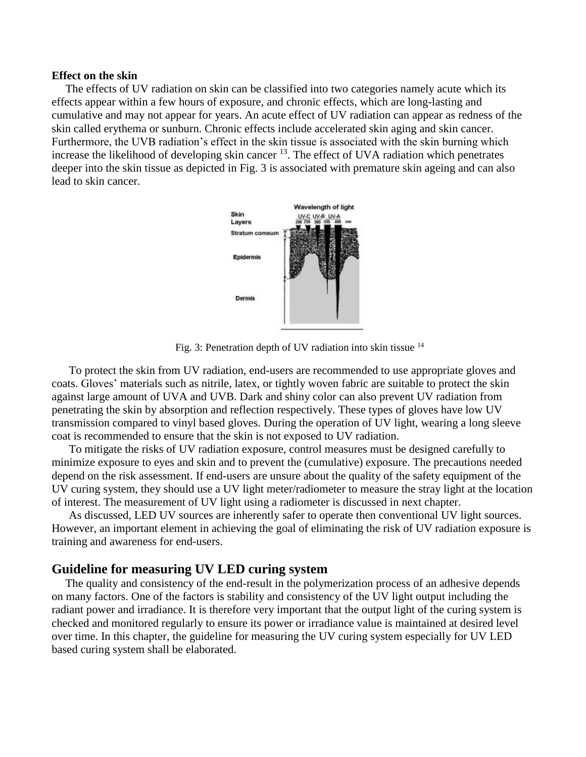**Effect on the skin**

The effects of UV radiation on skin can be classified into two categories namely acute which its effects appear within a few hours of exposure, and chronic effects, which are long-lasting and cumulative and may not appear for years. An acute effect of UV radiation can appear as redness of the skin called erythema or sunburn. Chronic effects include accelerated skin aging and skin cancer. Furthermore, the UVB radiation's effect in the skin tissue is associated with the skin burning which increase the likelihood of developing skin cancer [13]. The effect of UVA radiation which penetrates deeper into the skin tissue as depicted in Fig. 3 is associated with premature skin ageing and can also lead to skin cancer.

Fig. 3: Penetration depth of UV radiation into skin tissue [14]

To protect the skin from UV radiation, end-users are recommended to use appropriate gloves and coats. Gloves' materials such as nitrile, latex, or tightly woven fabric are suitable to protect the skin against large amount of UVA and UVB. Dark and shiny color can also prevent UV radiation from penetrating the skin by absorption and reflection respectively. These types of gloves have low UV transmission compared to vinyl based gloves. During the operation of UV light, wearing a long sleeve coat is recommended to ensure that the skin is not exposed to UV radiation.

To mitigate the risks of UV radiation exposure, control measures must be designed carefully to minimize exposure to eyes and skin and to prevent the (cumulative) exposure. The precautions needed depend on the risk assessment. If end-users are unsure about the quality of the safety equipment of the UV curing system, they should use a UV light meter/radiometer to measure the stray light at the location of interest. The measurement of UV light using a radiometer is discussed in next chapter.

As discussed, LED UV sources are inherently safer to operate then conventional UV light sources. However, an important element in achieving the goal of eliminating the risk of UV radiation exposure is training and awareness for end-users.

## Guideline for measuring UV LED curing system

The quality and consistency of the end-result in the polymerization process of an adhesive depends on many factors. One of the factors is stability and consistency of the UV light output including the radiant power and irradiance. It is therefore very important that the output light of the curing system is checked and monitored regularly to ensure its power or irradiance value is maintained at desired level over time. In this chapter, the guideline for measuring the UV curing system especially for UV LED based curing system shall be elaborated.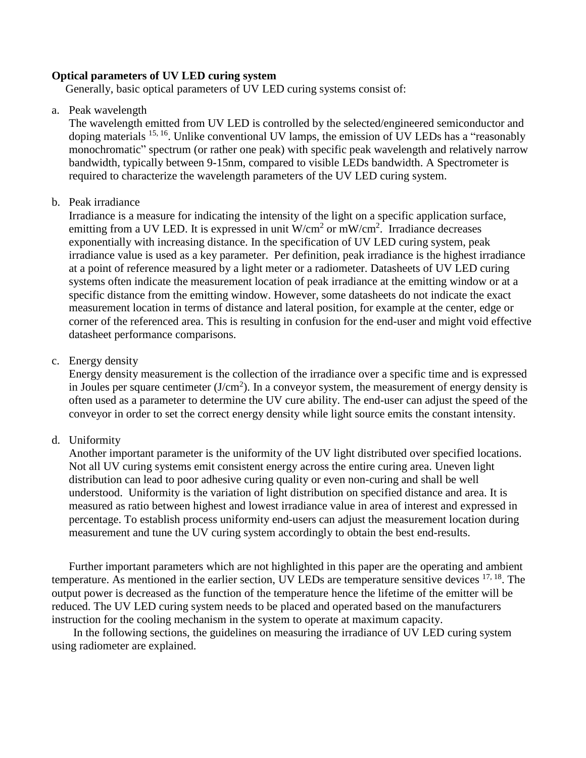**Optical parameters of UV LED curing system**

Generally, basic optical parameters of UV LED curing systems consist of:

a. Peak wavelength

   The wavelength emitted from UV LED is controlled by the selected/engineered semiconductor and doping materials [15, 16]. Unlike conventional UV lamps, the emission of UV LEDs has a "reasonably monochromatic" spectrum (or rather one peak) with specific peak wavelength and relatively narrow bandwidth, typically between 9-15nm, compared to visible LEDs bandwidth. A Spectrometer is required to characterize the wavelength parameters of the UV LED curing system.

b. Peak irradiance

   Irradiance is a measure for indicating the intensity of the light on a specific application surface, emitting from a UV LED. It is expressed in unit $W/cm^2$ or $mW/cm^2$. Irradiance decreases exponentially with increasing distance. In the specification of UV LED curing system, peak irradiance value is used as a key parameter. Per definition, peak irradiance is the highest irradiance at a point of reference measured by a light meter or a radiometer. Datasheets of UV LED curing systems often indicate the measurement location of peak irradiance at the emitting window or at a specific distance from the emitting window. However, some datasheets do not indicate the exact measurement location in terms of distance and lateral position, for example at the center, edge or corner of the referenced area. This is resulting in confusion for the end-user and might void effective datasheet performance comparisons.

c. Energy density

   Energy density measurement is the collection of the irradiance over a specific time and is expressed in Joules per square centimeter ($J/cm^2$). In a conveyor system, the measurement of energy density is often used as a parameter to determine the UV cure ability. The end-user can adjust the speed of the conveyor in order to set the correct energy density while light source emits the constant intensity.

d. Uniformity

   Another important parameter is the uniformity of the UV light distributed over specified locations. Not all UV curing systems emit consistent energy across the entire curing area. Uneven light distribution can lead to poor adhesive curing quality or even non-curing and shall be well understood. Uniformity is the variation of light distribution on specified distance and area. It is measured as ratio between highest and lowest irradiance value in area of interest and expressed in percentage. To establish process uniformity end-users can adjust the measurement location during measurement and tune the UV curing system accordingly to obtain the best end-results.

Further important parameters which are not highlighted in this paper are the operating and ambient temperature. As mentioned in the earlier section, UV LEDs are temperature sensitive devices [17, 18]. The output power is decreased as the function of the temperature hence the lifetime of the emitter will be reduced. The UV LED curing system needs to be placed and operated based on the manufacturers instruction for the cooling mechanism in the system to operate at maximum capacity.

In the following sections, the guidelines on measuring the irradiance of UV LED curing system using radiometer are explained.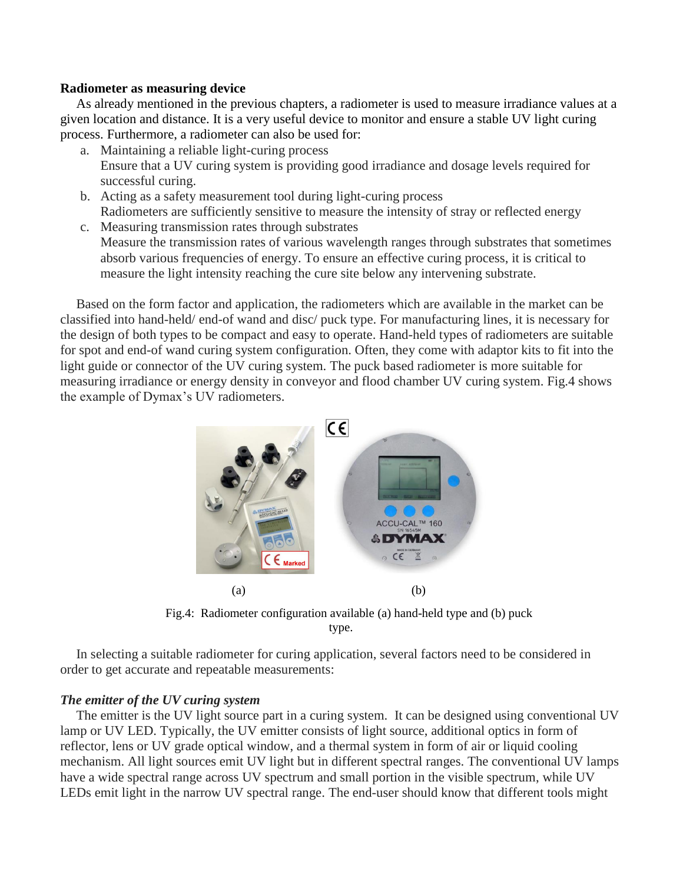**Radiometer as measuring device**

As already mentioned in the previous chapters, a radiometer is used to measure irradiance values at a given location and distance. It is a very useful device to monitor and ensure a stable UV light curing process. Furthermore, a radiometer can also be used for:

a. Maintaining a reliable light-curing process
   Ensure that a UV curing system is providing good irradiance and dosage levels required for successful curing.
b. Acting as a safety measurement tool during light-curing process
   Radiometers are sufficiently sensitive to measure the intensity of stray or reflected energy
c. Measuring transmission rates through substrates
   Measure the transmission rates of various wavelength ranges through substrates that sometimes absorb various frequencies of energy. To ensure an effective curing process, it is critical to measure the light intensity reaching the cure site below any intervening substrate.

Based on the form factor and application, the radiometers which are available in the market can be classified into hand-held/ end-of wand and disc/ puck type. For manufacturing lines, it is necessary for the design of both types to be compact and easy to operate. Hand-held types of radiometers are suitable for spot and end-of wand curing system configuration. Often, they come with adaptor kits to fit into the light guide or connector of the UV curing system. The puck based radiometer is more suitable for measuring irradiance or energy density in conveyor and flood chamber UV curing system. Fig.4 shows the example of Dymax's UV radiometers.

(a) (b)

Fig.4: Radiometer configuration available (a) hand-held type and (b) puck type.

In selecting a suitable radiometer for curing application, several factors need to be considered in order to get accurate and repeatable measurements:

***The emitter of the UV curing system***

The emitter is the UV light source part in a curing system. It can be designed using conventional UV lamp or UV LED. Typically, the UV emitter consists of light source, additional optics in form of reflector, lens or UV grade optical window, and a thermal system in form of air or liquid cooling mechanism. All light sources emit UV light but in different spectral ranges. The conventional UV lamps have a wide spectral range across UV spectrum and small portion in the visible spectrum, while UV LEDs emit light in the narrow UV spectral range. The end-user should know that different tools might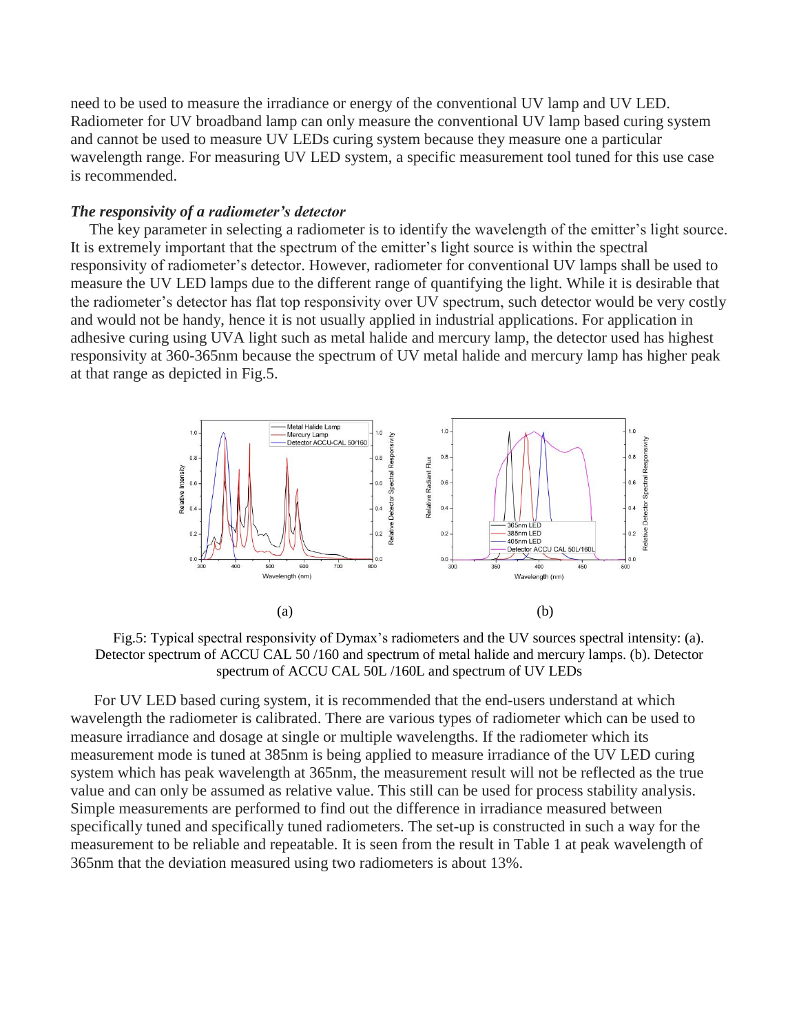need to be used to measure the irradiance or energy of the conventional UV lamp and UV LED. Radiometer for UV broadband lamp can only measure the conventional UV lamp based curing system and cannot be used to measure UV LEDs curing system because they measure one a particular wavelength range. For measuring UV LED system, a specific measurement tool tuned for this use case is recommended.

***The responsivity of a radiometer's detector***

The key parameter in selecting a radiometer is to identify the wavelength of the emitter's light source. It is extremely important that the spectrum of the emitter's light source is within the spectral responsivity of radiometer's detector. However, radiometer for conventional UV lamps shall be used to measure the UV LED lamps due to the different range of quantifying the light. While it is desirable that the radiometer's detector has flat top responsivity over UV spectrum, such detector would be very costly and would not be handy, hence it is not usually applied in industrial applications. For application in adhesive curing using UVA light such as metal halide and mercury lamp, the detector used has highest responsivity at 360-365nm because the spectrum of UV metal halide and mercury lamp has higher peak at that range as depicted in Fig.5.

(a) (b)

Fig.5: Typical spectral responsivity of Dymax's radiometers and the UV sources spectral intensity: (a). Detector spectrum of ACCU CAL 50 /160 and spectrum of metal halide and mercury lamps. (b). Detector spectrum of ACCU CAL 50L /160L and spectrum of UV LEDs

For UV LED based curing system, it is recommended that the end-users understand at which wavelength the radiometer is calibrated. There are various types of radiometer which can be used to measure irradiance and dosage at single or multiple wavelengths. If the radiometer which its measurement mode is tuned at 385nm is being applied to measure irradiance of the UV LED curing system which has peak wavelength at 365nm, the measurement result will not be reflected as the true value and can only be assumed as relative value. This still can be used for process stability analysis. Simple measurements are performed to find out the difference in irradiance measured between specifically tuned and specifically tuned radiometers. The set-up is constructed in such a way for the measurement to be reliable and repeatable. It is seen from the result in Table 1 at peak wavelength of 365nm that the deviation measured using two radiometers is about 13%.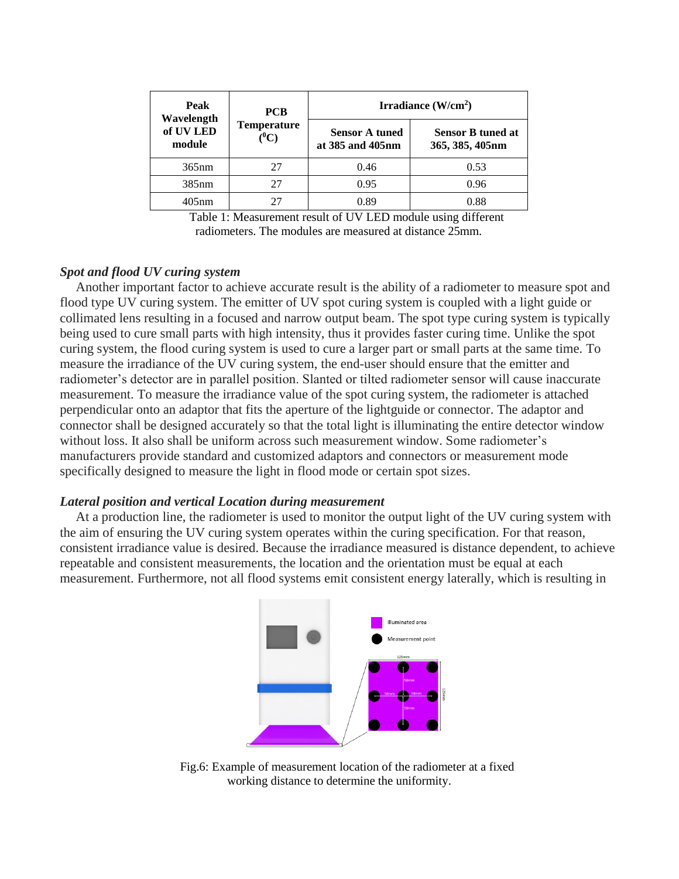| Peak Wavelength of UV LED module | PCB Temperature ($^{0}C$) | Irradiance ($W/cm^2$) | |
|---|---|---|---|
| | | Sensor A tuned at 385 and 405nm | Sensor B tuned at 365, 385, 405nm |
| 365nm | 27 | 0.46 | 0.53 |
| 385nm | 27 | 0.95 | 0.96 |
| 405nm | 27 | 0.89 | 0.88 |

Table 1: Measurement result of UV LED module using different radiometers. The modules are measured at distance 25mm.

### *Spot and flood UV curing system*

Another important factor to achieve accurate result is the ability of a radiometer to measure spot and flood type UV curing system. The emitter of UV spot curing system is coupled with a light guide or collimated lens resulting in a focused and narrow output beam. The spot type curing system is typically being used to cure small parts with high intensity, thus it provides faster curing time. Unlike the spot curing system, the flood curing system is used to cure a larger part or small parts at the same time. To measure the irradiance of the UV curing system, the end-user should ensure that the emitter and radiometer's detector are in parallel position. Slanted or tilted radiometer sensor will cause inaccurate measurement. To measure the irradiance value of the spot curing system, the radiometer is attached perpendicular onto an adaptor that fits the aperture of the lightguide or connector. The adaptor and connector shall be designed accurately so that the total light is illuminating the entire detector window without loss. It also shall be uniform across such measurement window. Some radiometer's manufacturers provide standard and customized adaptors and connectors or measurement mode specifically designed to measure the light in flood mode or certain spot sizes.

### *Lateral position and vertical Location during measurement*

At a production line, the radiometer is used to monitor the output light of the UV curing system with the aim of ensuring the UV curing system operates within the curing specification. For that reason, consistent irradiance value is desired. Because the irradiance measured is distance dependent, to achieve repeatable and consistent measurements, the location and the orientation must be equal at each measurement. Furthermore, not all flood systems emit consistent energy laterally, which is resulting in

Fig.6: Example of measurement location of the radiometer at a fixed working distance to determine the uniformity.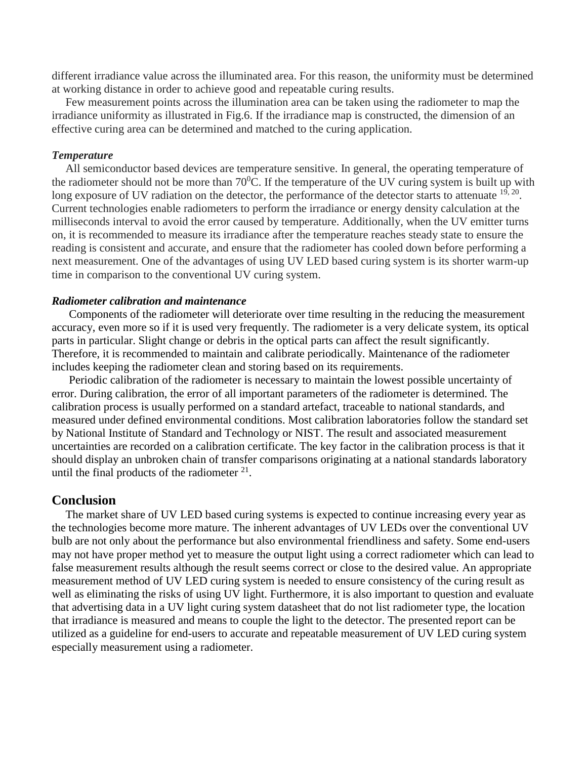different irradiance value across the illuminated area. For this reason, the uniformity must be determined at working distance in order to achieve good and repeatable curing results.

Few measurement points across the illumination area can be taken using the radiometer to map the irradiance uniformity as illustrated in Fig.6. If the irradiance map is constructed, the dimension of an effective curing area can be determined and matched to the curing application.

***Temperature***

All semiconductor based devices are temperature sensitive. In general, the operating temperature of the radiometer should not be more than $70^0$C. If the temperature of the UV curing system is built up with long exposure of UV radiation on the detector, the performance of the detector starts to attenuate [19, 20]. Current technologies enable radiometers to perform the irradiance or energy density calculation at the milliseconds interval to avoid the error caused by temperature. Additionally, when the UV emitter turns on, it is recommended to measure its irradiance after the temperature reaches steady state to ensure the reading is consistent and accurate, and ensure that the radiometer has cooled down before performing a next measurement. One of the advantages of using UV LED based curing system is its shorter warm-up time in comparison to the conventional UV curing system.

***Radiometer calibration and maintenance***

Components of the radiometer will deteriorate over time resulting in the reducing the measurement accuracy, even more so if it is used very frequently. The radiometer is a very delicate system, its optical parts in particular. Slight change or debris in the optical parts can affect the result significantly. Therefore, it is recommended to maintain and calibrate periodically. Maintenance of the radiometer includes keeping the radiometer clean and storing based on its requirements.

Periodic calibration of the radiometer is necessary to maintain the lowest possible uncertainty of error. During calibration, the error of all important parameters of the radiometer is determined. The calibration process is usually performed on a standard artefact, traceable to national standards, and measured under defined environmental conditions. Most calibration laboratories follow the standard set by National Institute of Standard and Technology or NIST. The result and associated measurement uncertainties are recorded on a calibration certificate. The key factor in the calibration process is that it should display an unbroken chain of transfer comparisons originating at a national standards laboratory until the final products of the radiometer [21].

## Conclusion

The market share of UV LED based curing systems is expected to continue increasing every year as the technologies become more mature. The inherent advantages of UV LEDs over the conventional UV bulb are not only about the performance but also environmental friendliness and safety. Some end-users may not have proper method yet to measure the output light using a correct radiometer which can lead to false measurement results although the result seems correct or close to the desired value. An appropriate measurement method of UV LED curing system is needed to ensure consistency of the curing result as well as eliminating the risks of using UV light. Furthermore, it is also important to question and evaluate that advertising data in a UV light curing system datasheet that do not list radiometer type, the location that irradiance is measured and means to couple the light to the detector. The presented report can be utilized as a guideline for end-users to accurate and repeatable measurement of UV LED curing system especially measurement using a radiometer.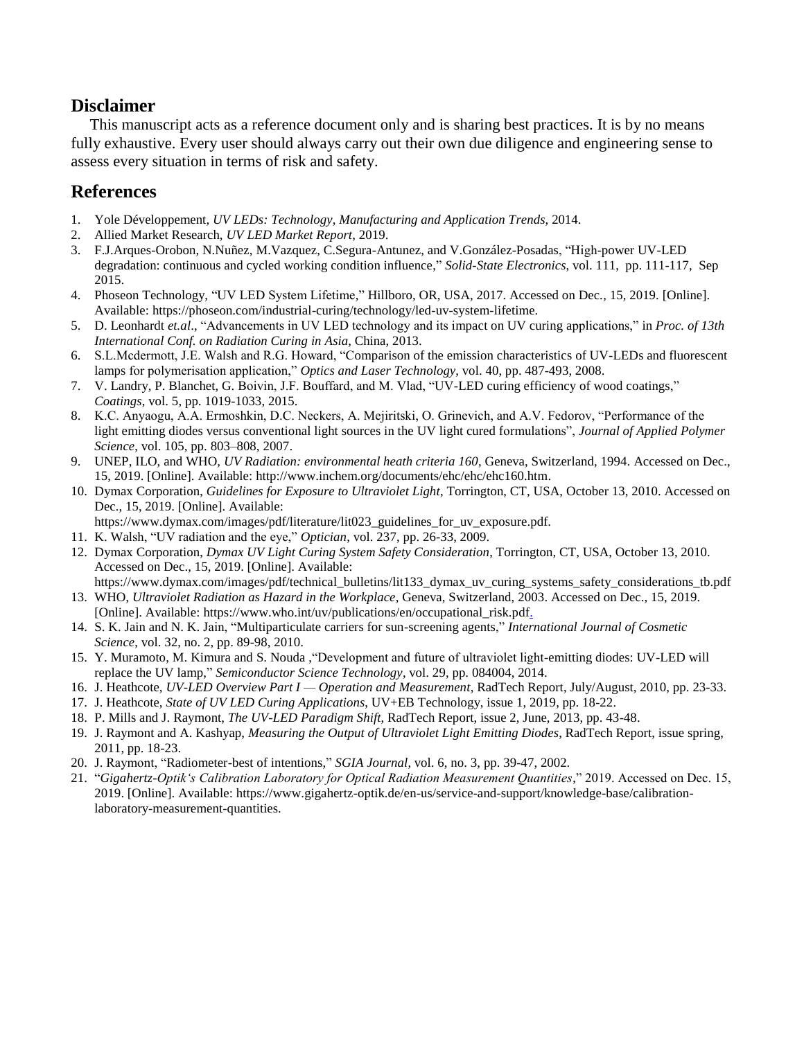## Disclaimer

This manuscript acts as a reference document only and is sharing best practices. It is by no means fully exhaustive. Every user should always carry out their own due diligence and engineering sense to assess every situation in terms of risk and safety.

## References

1. Yole Développement, *UV LEDs: Technology, Manufacturing and Application Trends*, 2014.
2. Allied Market Research, *UV LED Market Report*, 2019.
3. F.J.Arques-Orobon, N.Nuñez, M.Vazquez, C.Segura-Antunez, and V.González-Posadas, "High-power UV-LED degradation: continuous and cycled working condition influence," *Solid-State Electronics*, vol. 111, pp. 111-117, Sep 2015.
4. Phoseon Technology, "UV LED System Lifetime," Hillboro, OR, USA, 2017. Accessed on Dec., 15, 2019. [Online]. Available: https://phoseon.com/industrial-curing/technology/led-uv-system-lifetime.
5. D. Leonhardt *et.al*., "Advancements in UV LED technology and its impact on UV curing applications," in *Proc. of 13th International Conf. on Radiation Curing in Asia*, China, 2013.
6. S.L.Mcdermott, J.E. Walsh and R.G. Howard, "Comparison of the emission characteristics of UV-LEDs and fluorescent lamps for polymerisation application," *Optics and Laser Technology*, vol. 40, pp. 487-493, 2008.
7. V. Landry, P. Blanchet, G. Boivin, J.F. Bouffard, and M. Vlad, "UV-LED curing efficiency of wood coatings," *Coatings*, vol. 5, pp. 1019-1033, 2015.
8. K.C. Anyaogu, A.A. Ermoshkin, D.C. Neckers, A. Mejiritski, O. Grinevich, and A.V. Fedorov, "Performance of the light emitting diodes versus conventional light sources in the UV light cured formulations", *Journal of Applied Polymer Science*, vol. 105, pp. 803–808, 2007.
9. UNEP, ILO, and WHO, *UV Radiation: environmental heath criteria 160*, Geneva, Switzerland, 1994. Accessed on Dec., 15, 2019. [Online]. Available: http://www.inchem.org/documents/ehc/ehc/ehc160.htm.
10. Dymax Corporation, *Guidelines for Exposure to Ultraviolet Light*, Torrington, CT, USA, October 13, 2010. Accessed on Dec., 15, 2019. [Online]. Available: https://www.dymax.com/images/pdf/literature/lit023_guidelines_for_uv_exposure.pdf.
11. K. Walsh, "UV radiation and the eye," *Optician*, vol. 237, pp. 26-33, 2009.
12. Dymax Corporation, *Dymax UV Light Curing System Safety Consideration*, Torrington, CT, USA, October 13, 2010. Accessed on Dec., 15, 2019. [Online]. Available: https://www.dymax.com/images/pdf/technical_bulletins/lit133_dymax_uv_curing_systems_safety_considerations_tb.pdf
13. WHO, *Ultraviolet Radiation as Hazard in the Workplace*, Geneva, Switzerland, 2003. Accessed on Dec., 15, 2019. [Online]. Available: https://www.who.int/uv/publications/en/occupational_risk.pdf.
14. S. K. Jain and N. K. Jain, "Multiparticulate carriers for sun-screening agents," *International Journal of Cosmetic Science*, vol. 32, no. 2, pp. 89-98, 2010.
15. Y. Muramoto, M. Kimura and S. Nouda ,"Development and future of ultraviolet light-emitting diodes: UV-LED will replace the UV lamp," *Semiconductor Science Technology*, vol. 29, pp. 084004, 2014.
16. J. Heathcote, *UV-LED Overview Part I — Operation and Measurement*, RadTech Report, July/August, 2010, pp. 23-33.
17. J. Heathcote, *State of UV LED Curing Applications*, UV+EB Technology, issue 1, 2019, pp. 18-22.
18. P. Mills and J. Raymont, *The UV-LED Paradigm Shift*, RadTech Report, issue 2, June, 2013, pp. 43-48.
19. J. Raymont and A. Kashyap, *Measuring the Output of Ultraviolet Light Emitting Diodes*, RadTech Report, issue spring, 2011, pp. 18-23.
20. J. Raymont, "Radiometer-best of intentions," *SGIA Journal*, vol. 6, no. 3, pp. 39-47, 2002.
21. "*Gigahertz-Optik's Calibration Laboratory for Optical Radiation Measurement Quantities*," 2019. Accessed on Dec. 15, 2019. [Online]. Available: https://www.gigahertz-optik.de/en-us/service-and-support/knowledge-base/calibration-laboratory-measurement-quantities.